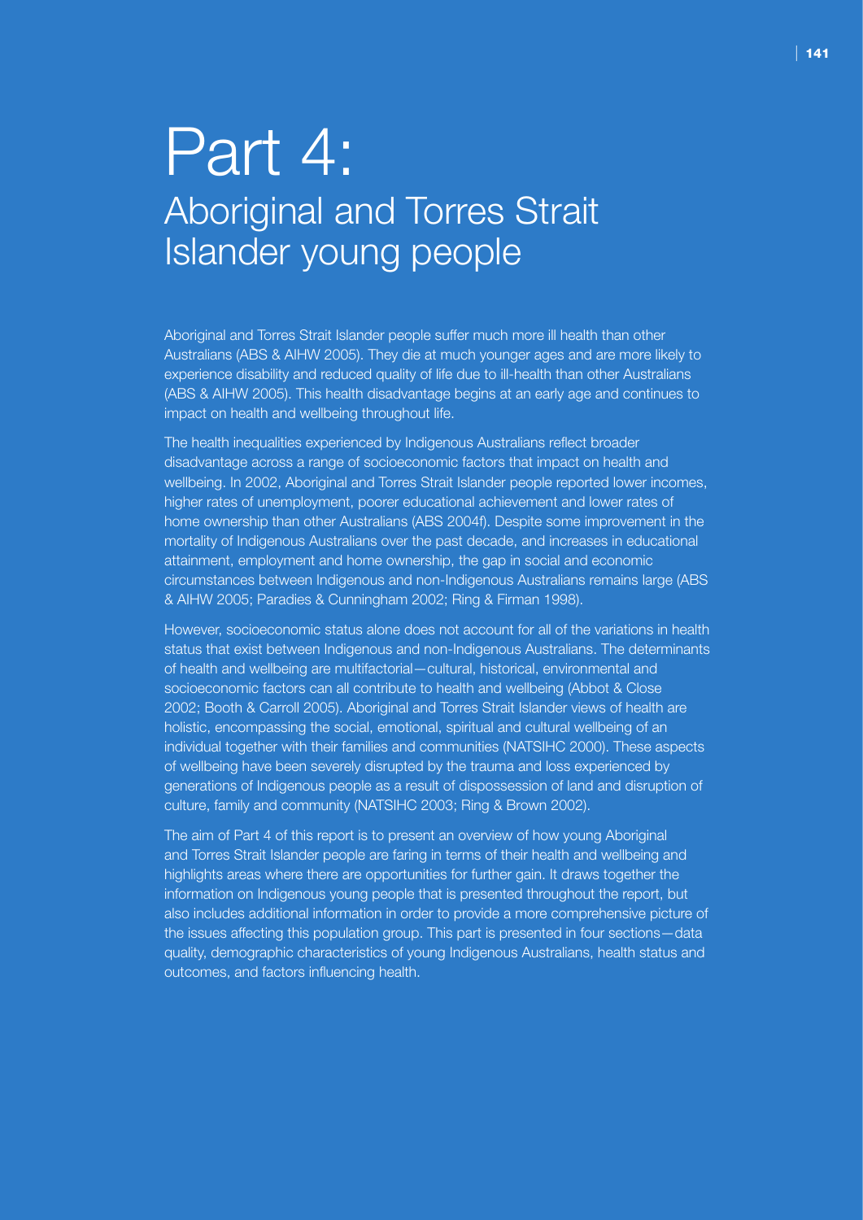# Part 4:
## Aboriginal and Torres Strait Islander young people

Aboriginal and Torres Strait Islander people suffer much more ill health than other Australians (ABS & AIHW 2005). They die at much younger ages and are more likely to experience disability and reduced quality of life due to ill-health than other Australians (ABS & AIHW 2005). This health disadvantage begins at an early age and continues to impact on health and wellbeing throughout life.

The health inequalities experienced by Indigenous Australians reflect broader disadvantage across a range of socioeconomic factors that impact on health and wellbeing. In 2002, Aboriginal and Torres Strait Islander people reported lower incomes, higher rates of unemployment, poorer educational achievement and lower rates of home ownership than other Australians (ABS 2004f). Despite some improvement in the mortality of Indigenous Australians over the past decade, and increases in educational attainment, employment and home ownership, the gap in social and economic circumstances between Indigenous and non-Indigenous Australians remains large (ABS & AIHW 2005; Paradies & Cunningham 2002; Ring & Firman 1998).

However, socioeconomic status alone does not account for all of the variations in health status that exist between Indigenous and non-Indigenous Australians. The determinants of health and wellbeing are multifactorial—cultural, historical, environmental and socioeconomic factors can all contribute to health and wellbeing (Abbot & Close 2002; Booth & Carroll 2005). Aboriginal and Torres Strait Islander views of health are holistic, encompassing the social, emotional, spiritual and cultural wellbeing of an individual together with their families and communities (NATSIHC 2000). These aspects of wellbeing have been severely disrupted by the trauma and loss experienced by generations of Indigenous people as a result of dispossession of land and disruption of culture, family and community (NATSIHC 2003; Ring & Brown 2002).

The aim of Part 4 of this report is to present an overview of how young Aboriginal and Torres Strait Islander people are faring in terms of their health and wellbeing and highlights areas where there are opportunities for further gain. It draws together the information on Indigenous young people that is presented throughout the report, but also includes additional information in order to provide a more comprehensive picture of the issues affecting this population group. This part is presented in four sections—data quality, demographic characteristics of young Indigenous Australians, health status and outcomes, and factors influencing health.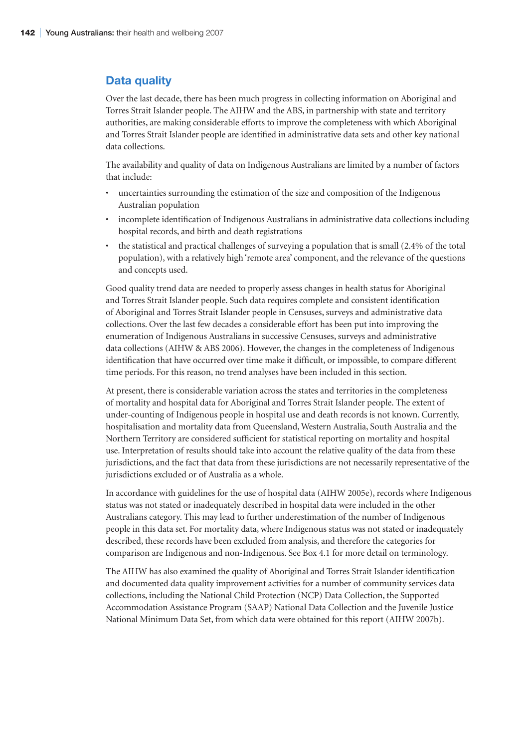## Data quality

Over the last decade, there has been much progress in collecting information on Aboriginal and Torres Strait Islander people. The AIHW and the ABS, in partnership with state and territory authorities, are making considerable efforts to improve the completeness with which Aboriginal and Torres Strait Islander people are identified in administrative data sets and other key national data collections.

The availability and quality of data on Indigenous Australians are limited by a number of factors that include:

- uncertainties surrounding the estimation of the size and composition of the Indigenous Australian population
- incomplete identification of Indigenous Australians in administrative data collections including hospital records, and birth and death registrations
- the statistical and practical challenges of surveying a population that is small (2.4% of the total population), with a relatively high 'remote area' component, and the relevance of the questions and concepts used.

Good quality trend data are needed to properly assess changes in health status for Aboriginal and Torres Strait Islander people. Such data requires complete and consistent identification of Aboriginal and Torres Strait Islander people in Censuses, surveys and administrative data collections. Over the last few decades a considerable effort has been put into improving the enumeration of Indigenous Australians in successive Censuses, surveys and administrative data collections (AIHW & ABS 2006). However, the changes in the completeness of Indigenous identification that have occurred over time make it difficult, or impossible, to compare different time periods. For this reason, no trend analyses have been included in this section.

At present, there is considerable variation across the states and territories in the completeness of mortality and hospital data for Aboriginal and Torres Strait Islander people. The extent of under-counting of Indigenous people in hospital use and death records is not known. Currently, hospitalisation and mortality data from Queensland, Western Australia, South Australia and the Northern Territory are considered sufficient for statistical reporting on mortality and hospital use. Interpretation of results should take into account the relative quality of the data from these jurisdictions, and the fact that data from these jurisdictions are not necessarily representative of the jurisdictions excluded or of Australia as a whole.

In accordance with guidelines for the use of hospital data (AIHW 2005e), records where Indigenous status was not stated or inadequately described in hospital data were included in the other Australians category. This may lead to further underestimation of the number of Indigenous people in this data set. For mortality data, where Indigenous status was not stated or inadequately described, these records have been excluded from analysis, and therefore the categories for comparison are Indigenous and non-Indigenous. See Box 4.1 for more detail on terminology.

The AIHW has also examined the quality of Aboriginal and Torres Strait Islander identification and documented data quality improvement activities for a number of community services data collections, including the National Child Protection (NCP) Data Collection, the Supported Accommodation Assistance Program (SAAP) National Data Collection and the Juvenile Justice National Minimum Data Set, from which data were obtained for this report (AIHW 2007b).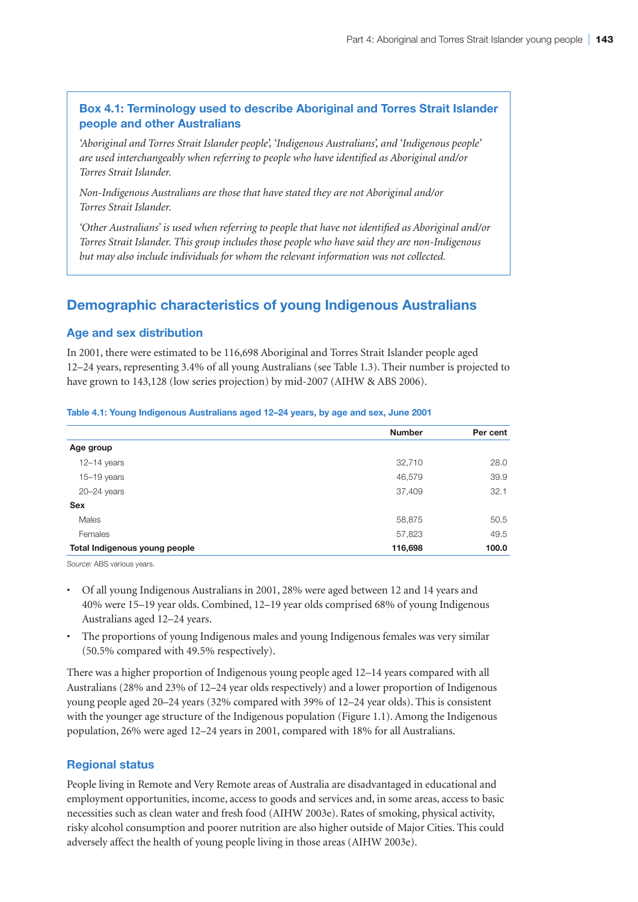### Box 4.1: Terminology used to describe Aboriginal and Torres Strait Islander people and other Australians

*'Aboriginal and Torres Strait Islander people', 'Indigenous Australians', and 'Indigenous people' are used interchangeably when referring to people who have identified as Aboriginal and/or Torres Strait Islander.*

*Non-Indigenous Australians are those that have stated they are not Aboriginal and/or Torres Strait Islander.*

*'Other Australians' is used when referring to people that have not identified as Aboriginal and/or Torres Strait Islander. This group includes those people who have said they are non-Indigenous but may also include individuals for whom the relevant information was not collected.*

## Demographic characteristics of young Indigenous Australians

### Age and sex distribution

In 2001, there were estimated to be 116,698 Aboriginal and Torres Strait Islander people aged 12–24 years, representing 3.4% of all young Australians (see Table 1.3). Their number is projected to have grown to 143,128 (low series projection) by mid-2007 (AIHW & ABS 2006).

**Table 4.1: Young Indigenous Australians aged 12–24 years, by age and sex, June 2001**

| | Number | Per cent |
|---|---|---|
| **Age group** | | |
| 12–14 years | 32,710 | 28.0 |
| 15–19 years | 46,579 | 39.9 |
| 20–24 years | 37,409 | 32.1 |
| **Sex** | | |
| Males | 58,875 | 50.5 |
| Females | 57,823 | 49.5 |
| **Total Indigenous young people** | **116,698** | **100.0** |

*Source:* ABS various years.

- Of all young Indigenous Australians in 2001, 28% were aged between 12 and 14 years and 40% were 15–19 year olds. Combined, 12–19 year olds comprised 68% of young Indigenous Australians aged 12–24 years.
- The proportions of young Indigenous males and young Indigenous females was very similar (50.5% compared with 49.5% respectively).

There was a higher proportion of Indigenous young people aged 12–14 years compared with all Australians (28% and 23% of 12–24 year olds respectively) and a lower proportion of Indigenous young people aged 20–24 years (32% compared with 39% of 12–24 year olds). This is consistent with the younger age structure of the Indigenous population (Figure 1.1). Among the Indigenous population, 26% were aged 12–24 years in 2001, compared with 18% for all Australians.

### Regional status

People living in Remote and Very Remote areas of Australia are disadvantaged in educational and employment opportunities, income, access to goods and services and, in some areas, access to basic necessities such as clean water and fresh food (AIHW 2003e). Rates of smoking, physical activity, risky alcohol consumption and poorer nutrition are also higher outside of Major Cities. This could adversely affect the health of young people living in those areas (AIHW 2003e).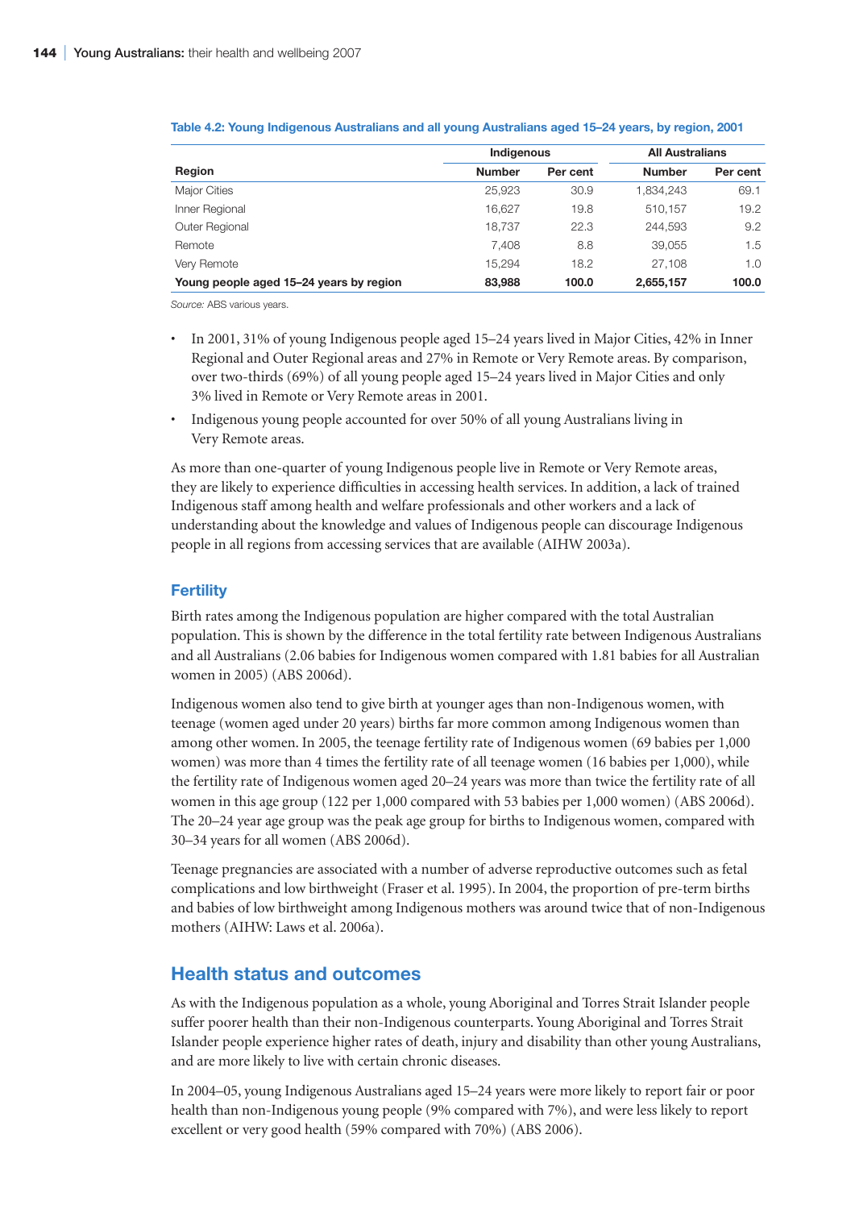Table 4.2: Young Indigenous Australians and all young Australians aged 15–24 years, by region, 2001

| | Indigenous | | All Australians | |
|---|---|---|---|---|
| **Region** | **Number** | **Per cent** | **Number** | **Per cent** |
| Major Cities | 25,923 | 30.9 | 1,834,243 | 69.1 |
| Inner Regional | 16,627 | 19.8 | 510,157 | 19.2 |
| Outer Regional | 18,737 | 22.3 | 244,593 | 9.2 |
| Remote | 7,408 | 8.8 | 39,055 | 1.5 |
| Very Remote | 15,294 | 18.2 | 27,108 | 1.0 |
| **Young people aged 15–24 years by region** | **83,988** | **100.0** | **2,655,157** | **100.0** |

*Source:* ABS various years.

- In 2001, 31% of young Indigenous people aged 15–24 years lived in Major Cities, 42% in Inner Regional and Outer Regional areas and 27% in Remote or Very Remote areas. By comparison, over two-thirds (69%) of all young people aged 15–24 years lived in Major Cities and only 3% lived in Remote or Very Remote areas in 2001.
- Indigenous young people accounted for over 50% of all young Australians living in Very Remote areas.

As more than one-quarter of young Indigenous people live in Remote or Very Remote areas, they are likely to experience difficulties in accessing health services. In addition, a lack of trained Indigenous staff among health and welfare professionals and other workers and a lack of understanding about the knowledge and values of Indigenous people can discourage Indigenous people in all regions from accessing services that are available (AIHW 2003a).

### Fertility

Birth rates among the Indigenous population are higher compared with the total Australian population. This is shown by the difference in the total fertility rate between Indigenous Australians and all Australians (2.06 babies for Indigenous women compared with 1.81 babies for all Australian women in 2005) (ABS 2006d).

Indigenous women also tend to give birth at younger ages than non-Indigenous women, with teenage (women aged under 20 years) births far more common among Indigenous women than among other women. In 2005, the teenage fertility rate of Indigenous women (69 babies per 1,000 women) was more than 4 times the fertility rate of all teenage women (16 babies per 1,000), while the fertility rate of Indigenous women aged 20–24 years was more than twice the fertility rate of all women in this age group (122 per 1,000 compared with 53 babies per 1,000 women) (ABS 2006d). The 20–24 year age group was the peak age group for births to Indigenous women, compared with 30–34 years for all women (ABS 2006d).

Teenage pregnancies are associated with a number of adverse reproductive outcomes such as fetal complications and low birthweight (Fraser et al. 1995). In 2004, the proportion of pre-term births and babies of low birthweight among Indigenous mothers was around twice that of non-Indigenous mothers (AIHW: Laws et al. 2006a).

## Health status and outcomes

As with the Indigenous population as a whole, young Aboriginal and Torres Strait Islander people suffer poorer health than their non-Indigenous counterparts. Young Aboriginal and Torres Strait Islander people experience higher rates of death, injury and disability than other young Australians, and are more likely to live with certain chronic diseases.

In 2004–05, young Indigenous Australians aged 15–24 years were more likely to report fair or poor health than non-Indigenous young people (9% compared with 7%), and were less likely to report excellent or very good health (59% compared with 70%) (ABS 2006).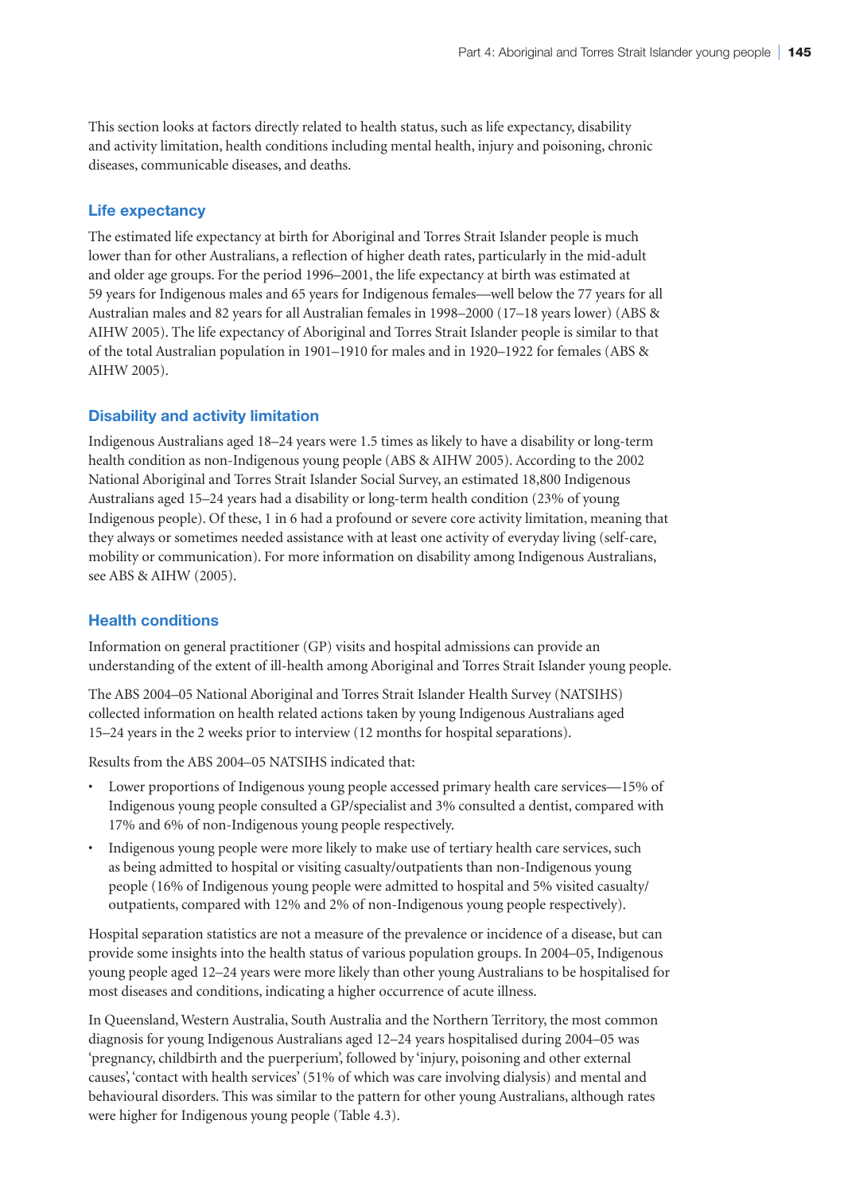This section looks at factors directly related to health status, such as life expectancy, disability and activity limitation, health conditions including mental health, injury and poisoning, chronic diseases, communicable diseases, and deaths.

### Life expectancy

The estimated life expectancy at birth for Aboriginal and Torres Strait Islander people is much lower than for other Australians, a reflection of higher death rates, particularly in the mid-adult and older age groups. For the period 1996–2001, the life expectancy at birth was estimated at 59 years for Indigenous males and 65 years for Indigenous females—well below the 77 years for all Australian males and 82 years for all Australian females in 1998–2000 (17–18 years lower) (ABS & AIHW 2005). The life expectancy of Aboriginal and Torres Strait Islander people is similar to that of the total Australian population in 1901–1910 for males and in 1920–1922 for females (ABS & AIHW 2005).

### Disability and activity limitation

Indigenous Australians aged 18–24 years were 1.5 times as likely to have a disability or long-term health condition as non-Indigenous young people (ABS & AIHW 2005). According to the 2002 National Aboriginal and Torres Strait Islander Social Survey, an estimated 18,800 Indigenous Australians aged 15–24 years had a disability or long-term health condition (23% of young Indigenous people). Of these, 1 in 6 had a profound or severe core activity limitation, meaning that they always or sometimes needed assistance with at least one activity of everyday living (self-care, mobility or communication). For more information on disability among Indigenous Australians, see ABS & AIHW (2005).

### Health conditions

Information on general practitioner (GP) visits and hospital admissions can provide an understanding of the extent of ill-health among Aboriginal and Torres Strait Islander young people.

The ABS 2004–05 National Aboriginal and Torres Strait Islander Health Survey (NATSIHS) collected information on health related actions taken by young Indigenous Australians aged 15–24 years in the 2 weeks prior to interview (12 months for hospital separations).

Results from the ABS 2004–05 NATSIHS indicated that:

- Lower proportions of Indigenous young people accessed primary health care services—15% of Indigenous young people consulted a GP/specialist and 3% consulted a dentist, compared with 17% and 6% of non-Indigenous young people respectively.
- Indigenous young people were more likely to make use of tertiary health care services, such as being admitted to hospital or visiting casualty/outpatients than non-Indigenous young people (16% of Indigenous young people were admitted to hospital and 5% visited casualty/outpatients, compared with 12% and 2% of non-Indigenous young people respectively).

Hospital separation statistics are not a measure of the prevalence or incidence of a disease, but can provide some insights into the health status of various population groups. In 2004–05, Indigenous young people aged 12–24 years were more likely than other young Australians to be hospitalised for most diseases and conditions, indicating a higher occurrence of acute illness.

In Queensland, Western Australia, South Australia and the Northern Territory, the most common diagnosis for young Indigenous Australians aged 12–24 years hospitalised during 2004–05 was 'pregnancy, childbirth and the puerperium', followed by 'injury, poisoning and other external causes', 'contact with health services' (51% of which was care involving dialysis) and mental and behavioural disorders. This was similar to the pattern for other young Australians, although rates were higher for Indigenous young people (Table 4.3).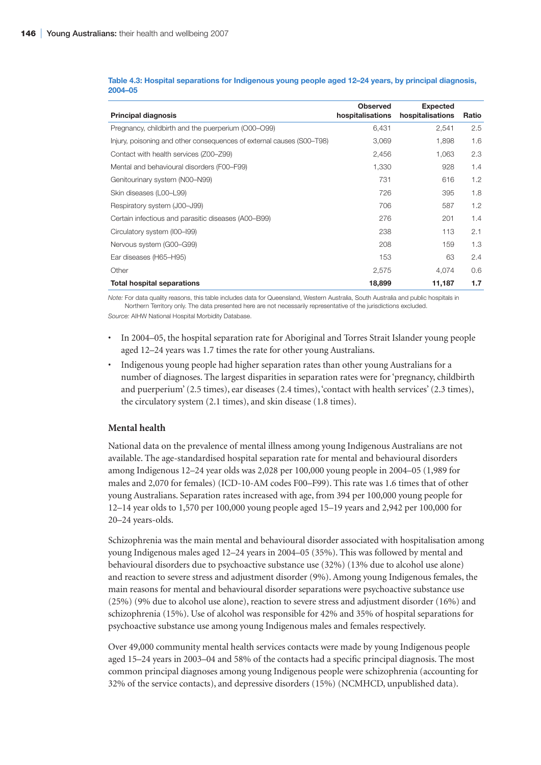**Table 4.3: Hospital separations for Indigenous young people aged 12–24 years, by principal diagnosis, 2004–05**

| Principal diagnosis | Observed hospitalisations | Expected hospitalisations | Ratio |
|---|---|---|---|
| Pregnancy, childbirth and the puerperium (O00–O99) | 6,431 | 2,541 | 2.5 |
| Injury, poisoning and other consequences of external causes (S00–T98) | 3,069 | 1,898 | 1.6 |
| Contact with health services (Z00–Z99) | 2,456 | 1,063 | 2.3 |
| Mental and behavioural disorders (F00–F99) | 1,330 | 928 | 1.4 |
| Genitourinary system (N00–N99) | 731 | 616 | 1.2 |
| Skin diseases (L00–L99) | 726 | 395 | 1.8 |
| Respiratory system (J00–J99) | 706 | 587 | 1.2 |
| Certain infectious and parasitic diseases (A00–B99) | 276 | 201 | 1.4 |
| Circulatory system (I00–I99) | 238 | 113 | 2.1 |
| Nervous system (G00–G99) | 208 | 159 | 1.3 |
| Ear diseases (H65–H95) | 153 | 63 | 2.4 |
| Other | 2,575 | 4,074 | 0.6 |
| **Total hospital separations** | **18,899** | **11,187** | **1.7** |

*Note:* For data quality reasons, this table includes data for Queensland, Western Australia, South Australia and public hospitals in Northern Territory only. The data presented here are not necessarily representative of the jurisdictions excluded.

*Source:* AIHW National Hospital Morbidity Database.

- In 2004–05, the hospital separation rate for Aboriginal and Torres Strait Islander young people aged 12–24 years was 1.7 times the rate for other young Australians.
- Indigenous young people had higher separation rates than other young Australians for a number of diagnoses. The largest disparities in separation rates were for 'pregnancy, childbirth and puerperium' (2.5 times), ear diseases (2.4 times), 'contact with health services' (2.3 times), the circulatory system (2.1 times), and skin disease (1.8 times).

### Mental health

National data on the prevalence of mental illness among young Indigenous Australians are not available. The age-standardised hospital separation rate for mental and behavioural disorders among Indigenous 12–24 year olds was 2,028 per 100,000 young people in 2004–05 (1,989 for males and 2,070 for females) (ICD-10-AM codes F00–F99). This rate was 1.6 times that of other young Australians. Separation rates increased with age, from 394 per 100,000 young people for 12–14 year olds to 1,570 per 100,000 young people aged 15–19 years and 2,942 per 100,000 for 20–24 years-olds.

Schizophrenia was the main mental and behavioural disorder associated with hospitalisation among young Indigenous males aged 12–24 years in 2004–05 (35%). This was followed by mental and behavioural disorders due to psychoactive substance use (32%) (13% due to alcohol use alone) and reaction to severe stress and adjustment disorder (9%). Among young Indigenous females, the main reasons for mental and behavioural disorder separations were psychoactive substance use (25%) (9% due to alcohol use alone), reaction to severe stress and adjustment disorder (16%) and schizophrenia (15%). Use of alcohol was responsible for 42% and 35% of hospital separations for psychoactive substance use among young Indigenous males and females respectively.

Over 49,000 community mental health services contacts were made by young Indigenous people aged 15–24 years in 2003–04 and 58% of the contacts had a specific principal diagnosis. The most common principal diagnoses among young Indigenous people were schizophrenia (accounting for 32% of the service contacts), and depressive disorders (15%) (NCMHCD, unpublished data).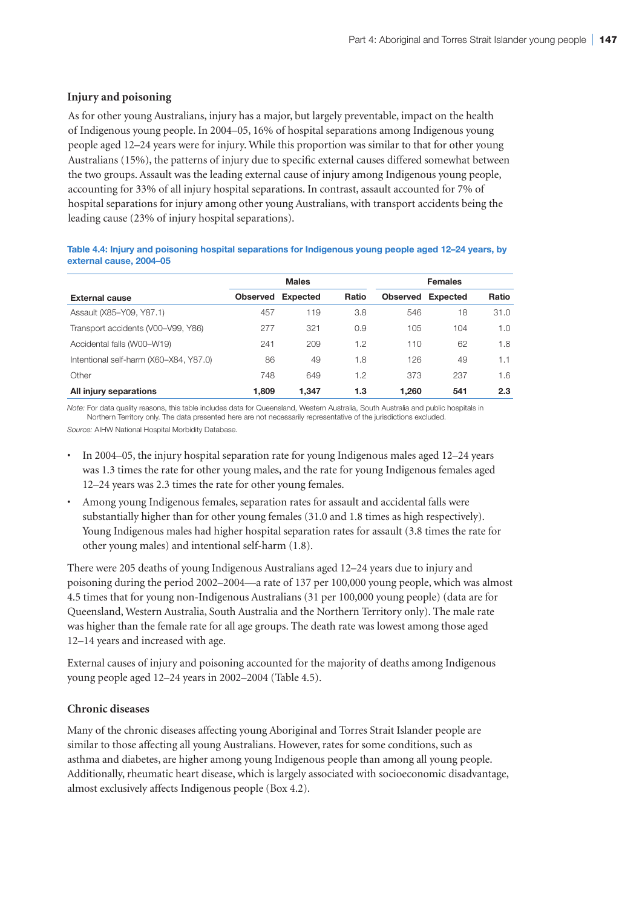### Injury and poisoning

As for other young Australians, injury has a major, but largely preventable, impact on the health of Indigenous young people. In 2004–05, 16% of hospital separations among Indigenous young people aged 12–24 years were for injury. While this proportion was similar to that for other young Australians (15%), the patterns of injury due to specific external causes differed somewhat between the two groups. Assault was the leading external cause of injury among Indigenous young people, accounting for 33% of all injury hospital separations. In contrast, assault accounted for 7% of hospital separations for injury among other young Australians, with transport accidents being the leading cause (23% of injury hospital separations).

**Table 4.4: Injury and poisoning hospital separations for Indigenous young people aged 12–24 years, by external cause, 2004–05**

| | Males | | | Females | | |
|---|---|---|---|---|---|---|
| **External cause** | **Observed** | **Expected** | **Ratio** | **Observed** | **Expected** | **Ratio** |
| Assault (X85–Y09, Y87.1) | 457 | 119 | 3.8 | 546 | 18 | 31.0 |
| Transport accidents (V00–V99, Y86) | 277 | 321 | 0.9 | 105 | 104 | 1.0 |
| Accidental falls (W00–W19) | 241 | 209 | 1.2 | 110 | 62 | 1.8 |
| Intentional self-harm (X60–X84, Y87.0) | 86 | 49 | 1.8 | 126 | 49 | 1.1 |
| Other | 748 | 649 | 1.2 | 373 | 237 | 1.6 |
| **All injury separations** | **1,809** | **1,347** | **1.3** | **1,260** | **541** | **2.3** |

*Note:* For data quality reasons, this table includes data for Queensland, Western Australia, South Australia and public hospitals in Northern Territory only. The data presented here are not necessarily representative of the jurisdictions excluded.

*Source:* AIHW National Hospital Morbidity Database.

- In 2004–05, the injury hospital separation rate for young Indigenous males aged 12–24 years was 1.3 times the rate for other young males, and the rate for young Indigenous females aged 12–24 years was 2.3 times the rate for other young females.
- Among young Indigenous females, separation rates for assault and accidental falls were substantially higher than for other young females (31.0 and 1.8 times as high respectively). Young Indigenous males had higher hospital separation rates for assault (3.8 times the rate for other young males) and intentional self-harm (1.8).

There were 205 deaths of young Indigenous Australians aged 12–24 years due to injury and poisoning during the period 2002–2004—a rate of 137 per 100,000 young people, which was almost 4.5 times that for young non-Indigenous Australians (31 per 100,000 young people) (data are for Queensland, Western Australia, South Australia and the Northern Territory only). The male rate was higher than the female rate for all age groups. The death rate was lowest among those aged 12–14 years and increased with age.

External causes of injury and poisoning accounted for the majority of deaths among Indigenous young people aged 12–24 years in 2002–2004 (Table 4.5).

### Chronic diseases

Many of the chronic diseases affecting young Aboriginal and Torres Strait Islander people are similar to those affecting all young Australians. However, rates for some conditions, such as asthma and diabetes, are higher among young Indigenous people than among all young people. Additionally, rheumatic heart disease, which is largely associated with socioeconomic disadvantage, almost exclusively affects Indigenous people (Box 4.2).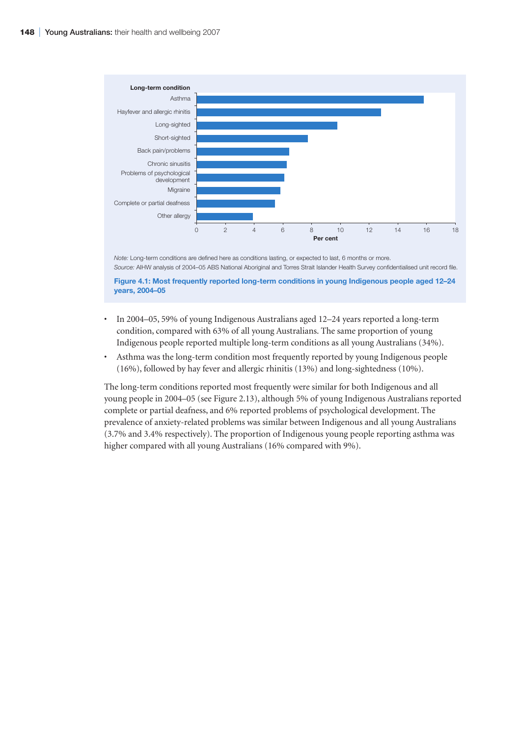| Long-term condition | Per cent |
|---|---|
| Asthma | 15.8 |
| Hayfever and allergic rhinitis | 12.8 |
| Long-sighted | 9.8 |
| Short-sighted | 7.7 |
| Back pain/problems | 6.4 |
| Chronic sinusitis | 6.3 |
| Problems of psychological development | 6.1 |
| Migraine | 5.8 |
| Complete or partial deafness | 5.4 |
| Other allergy | 3.9 |

*Note:* Long-term conditions are defined here as conditions lasting, or expected to last, 6 months or more.

*Source:* AIHW analysis of 2004–05 ABS National Aboriginal and Torres Strait Islander Health Survey confidentialised unit record file.

**Figure 4.1: Most frequently reported long-term conditions in young Indigenous people aged 12–24 years, 2004–05**

- In 2004–05, 59% of young Indigenous Australians aged 12–24 years reported a long-term condition, compared with 63% of all young Australians. The same proportion of young Indigenous people reported multiple long-term conditions as all young Australians (34%).
- Asthma was the long-term condition most frequently reported by young Indigenous people (16%), followed by hay fever and allergic rhinitis (13%) and long-sightedness (10%).

The long-term conditions reported most frequently were similar for both Indigenous and all young people in 2004–05 (see Figure 2.13), although 5% of young Indigenous Australians reported complete or partial deafness, and 6% reported problems of psychological development. The prevalence of anxiety-related problems was similar between Indigenous and all young Australians (3.7% and 3.4% respectively). The proportion of Indigenous young people reporting asthma was higher compared with all young Australians (16% compared with 9%).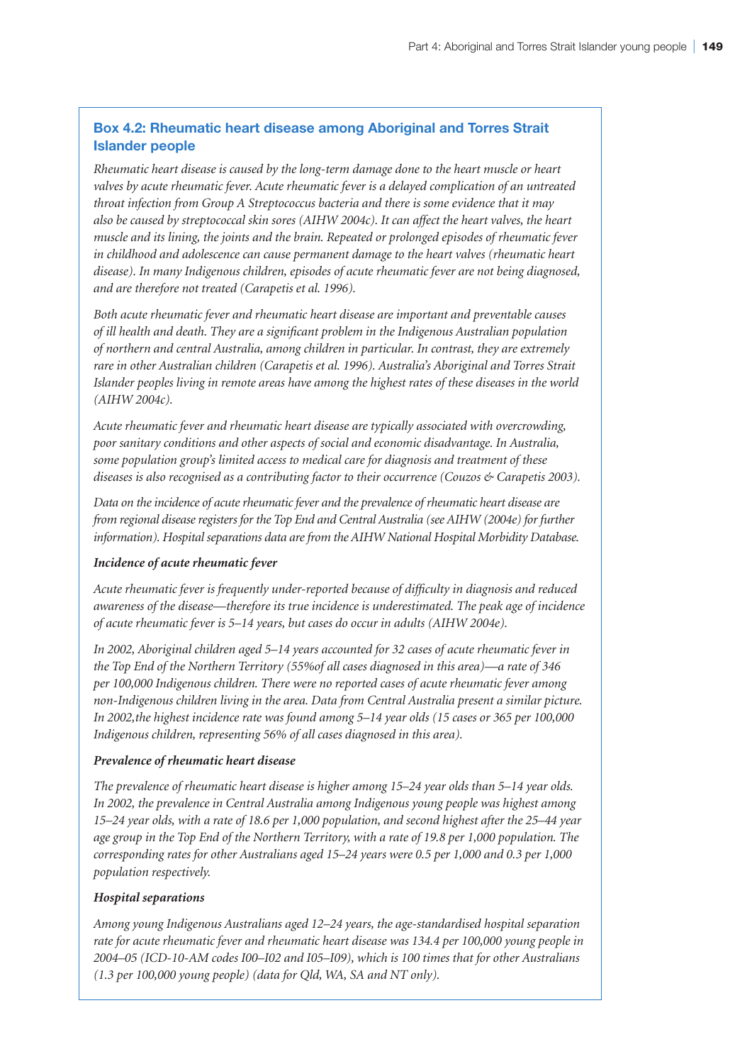### Box 4.2: Rheumatic heart disease among Aboriginal and Torres Strait Islander people

*Rheumatic heart disease is caused by the long-term damage done to the heart muscle or heart valves by acute rheumatic fever. Acute rheumatic fever is a delayed complication of an untreated throat infection from Group A Streptococcus bacteria and there is some evidence that it may also be caused by streptococcal skin sores (AIHW 2004c). It can affect the heart valves, the heart muscle and its lining, the joints and the brain. Repeated or prolonged episodes of rheumatic fever in childhood and adolescence can cause permanent damage to the heart valves (rheumatic heart disease). In many Indigenous children, episodes of acute rheumatic fever are not being diagnosed, and are therefore not treated (Carapetis et al. 1996).*

*Both acute rheumatic fever and rheumatic heart disease are important and preventable causes of ill health and death. They are a significant problem in the Indigenous Australian population of northern and central Australia, among children in particular. In contrast, they are extremely rare in other Australian children (Carapetis et al. 1996). Australia's Aboriginal and Torres Strait Islander peoples living in remote areas have among the highest rates of these diseases in the world (AIHW 2004c).*

*Acute rheumatic fever and rheumatic heart disease are typically associated with overcrowding, poor sanitary conditions and other aspects of social and economic disadvantage. In Australia, some population group's limited access to medical care for diagnosis and treatment of these diseases is also recognised as a contributing factor to their occurrence (Couzos & Carapetis 2003).*

*Data on the incidence of acute rheumatic fever and the prevalence of rheumatic heart disease are from regional disease registers for the Top End and Central Australia (see AIHW (2004e) for further information). Hospital separations data are from the AIHW National Hospital Morbidity Database.*

***Incidence of acute rheumatic fever***

*Acute rheumatic fever is frequently under-reported because of difficulty in diagnosis and reduced awareness of the disease—therefore its true incidence is underestimated. The peak age of incidence of acute rheumatic fever is 5–14 years, but cases do occur in adults (AIHW 2004e).*

*In 2002, Aboriginal children aged 5–14 years accounted for 32 cases of acute rheumatic fever in the Top End of the Northern Territory (55%of all cases diagnosed in this area)—a rate of 346 per 100,000 Indigenous children. There were no reported cases of acute rheumatic fever among non-Indigenous children living in the area. Data from Central Australia present a similar picture. In 2002,the highest incidence rate was found among 5–14 year olds (15 cases or 365 per 100,000 Indigenous children, representing 56% of all cases diagnosed in this area).*

***Prevalence of rheumatic heart disease***

*The prevalence of rheumatic heart disease is higher among 15–24 year olds than 5–14 year olds. In 2002, the prevalence in Central Australia among Indigenous young people was highest among 15–24 year olds, with a rate of 18.6 per 1,000 population, and second highest after the 25–44 year age group in the Top End of the Northern Territory, with a rate of 19.8 per 1,000 population. The corresponding rates for other Australians aged 15–24 years were 0.5 per 1,000 and 0.3 per 1,000 population respectively.*

***Hospital separations***

*Among young Indigenous Australians aged 12–24 years, the age-standardised hospital separation rate for acute rheumatic fever and rheumatic heart disease was 134.4 per 100,000 young people in 2004–05 (ICD-10-AM codes I00–I02 and I05–I09), which is 100 times that for other Australians (1.3 per 100,000 young people) (data for Qld, WA, SA and NT only).*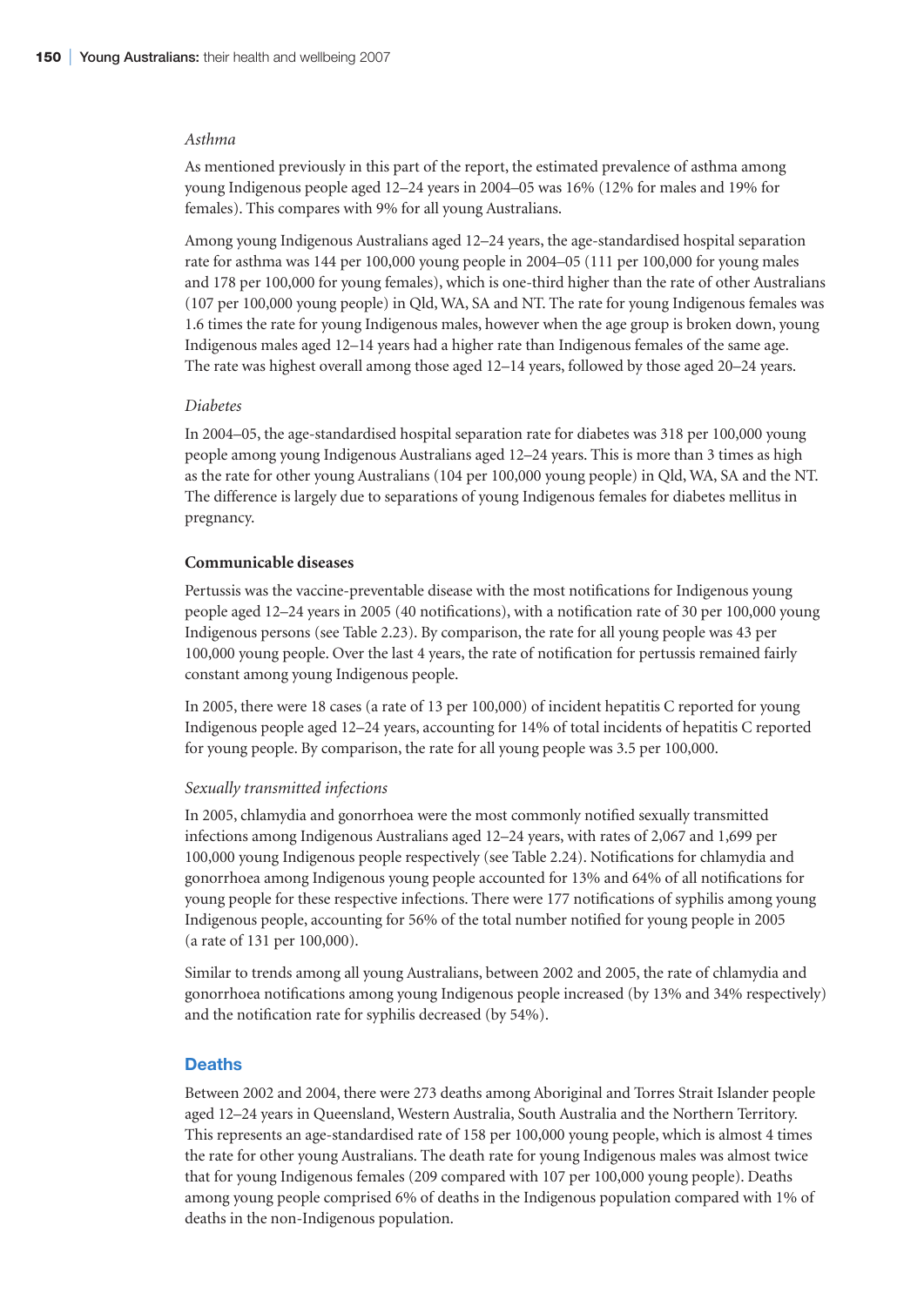*Asthma*

As mentioned previously in this part of the report, the estimated prevalence of asthma among young Indigenous people aged 12–24 years in 2004–05 was 16% (12% for males and 19% for females). This compares with 9% for all young Australians.

Among young Indigenous Australians aged 12–24 years, the age-standardised hospital separation rate for asthma was 144 per 100,000 young people in 2004–05 (111 per 100,000 for young males and 178 per 100,000 for young females), which is one-third higher than the rate of other Australians (107 per 100,000 young people) in Qld, WA, SA and NT. The rate for young Indigenous females was 1.6 times the rate for young Indigenous males, however when the age group is broken down, young Indigenous males aged 12–14 years had a higher rate than Indigenous females of the same age. The rate was highest overall among those aged 12–14 years, followed by those aged 20–24 years.

*Diabetes*

In 2004–05, the age-standardised hospital separation rate for diabetes was 318 per 100,000 young people among young Indigenous Australians aged 12–24 years. This is more than 3 times as high as the rate for other young Australians (104 per 100,000 young people) in Qld, WA, SA and the NT. The difference is largely due to separations of young Indigenous females for diabetes mellitus in pregnancy.

**Communicable diseases**

Pertussis was the vaccine-preventable disease with the most notifications for Indigenous young people aged 12–24 years in 2005 (40 notifications), with a notification rate of 30 per 100,000 young Indigenous persons (see Table 2.23). By comparison, the rate for all young people was 43 per 100,000 young people. Over the last 4 years, the rate of notification for pertussis remained fairly constant among young Indigenous people.

In 2005, there were 18 cases (a rate of 13 per 100,000) of incident hepatitis C reported for young Indigenous people aged 12–24 years, accounting for 14% of total incidents of hepatitis C reported for young people. By comparison, the rate for all young people was 3.5 per 100,000.

*Sexually transmitted infections*

In 2005, chlamydia and gonorrhoea were the most commonly notified sexually transmitted infections among Indigenous Australians aged 12–24 years, with rates of 2,067 and 1,699 per 100,000 young Indigenous people respectively (see Table 2.24). Notifications for chlamydia and gonorrhoea among Indigenous young people accounted for 13% and 64% of all notifications for young people for these respective infections. There were 177 notifications of syphilis among young Indigenous people, accounting for 56% of the total number notified for young people in 2005 (a rate of 131 per 100,000).

Similar to trends among all young Australians, between 2002 and 2005, the rate of chlamydia and gonorrhoea notifications among young Indigenous people increased (by 13% and 34% respectively) and the notification rate for syphilis decreased (by 54%).

## Deaths

Between 2002 and 2004, there were 273 deaths among Aboriginal and Torres Strait Islander people aged 12–24 years in Queensland, Western Australia, South Australia and the Northern Territory. This represents an age-standardised rate of 158 per 100,000 young people, which is almost 4 times the rate for other young Australians. The death rate for young Indigenous males was almost twice that for young Indigenous females (209 compared with 107 per 100,000 young people). Deaths among young people comprised 6% of deaths in the Indigenous population compared with 1% of deaths in the non-Indigenous population.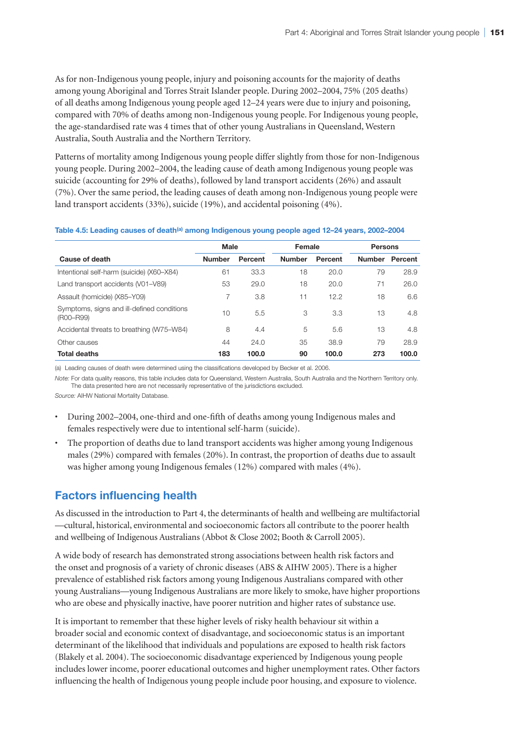As for non-Indigenous young people, injury and poisoning accounts for the majority of deaths among young Aboriginal and Torres Strait Islander people. During 2002–2004, 75% (205 deaths) of all deaths among Indigenous young people aged 12–24 years were due to injury and poisoning, compared with 70% of deaths among non-Indigenous young people. For Indigenous young people, the age-standardised rate was 4 times that of other young Australians in Queensland, Western Australia, South Australia and the Northern Territory.

Patterns of mortality among Indigenous young people differ slightly from those for non-Indigenous young people. During 2002–2004, the leading cause of death among Indigenous young people was suicide (accounting for 29% of deaths), followed by land transport accidents (26%) and assault (7%). Over the same period, the leading causes of death among non-Indigenous young people were land transport accidents (33%), suicide (19%), and accidental poisoning (4%).

**Table 4.5: Leading causes of death[(a)] among Indigenous young people aged 12–24 years, 2002–2004**

| | Male | | Female | | Persons | |
|---|---|---|---|---|---|---|
| **Cause of death** | **Number** | **Percent** | **Number** | **Percent** | **Number** | **Percent** |
| Intentional self-harm (suicide) (X60–X84) | 61 | 33.3 | 18 | 20.0 | 79 | 28.9 |
| Land transport accidents (V01–V89) | 53 | 29.0 | 18 | 20.0 | 71 | 26.0 |
| Assault (homicide) (X85–Y09) | 7 | 3.8 | 11 | 12.2 | 18 | 6.6 |
| Symptoms, signs and ill-defined conditions (R00–R99) | 10 | 5.5 | 3 | 3.3 | 13 | 4.8 |
| Accidental threats to breathing (W75–W84) | 8 | 4.4 | 5 | 5.6 | 13 | 4.8 |
| Other causes | 44 | 24.0 | 35 | 38.9 | 79 | 28.9 |
| **Total deaths** | **183** | **100.0** | **90** | **100.0** | **273** | **100.0** |

(a) Leading causes of death were determined using the classifications developed by Becker et al. 2006.

*Note:* For data quality reasons, this table includes data for Queensland, Western Australia, South Australia and the Northern Territory only. The data presented here are not necessarily representative of the jurisdictions excluded.

*Source:* AIHW National Mortality Database.

- During 2002–2004, one-third and one-fifth of deaths among young Indigenous males and females respectively were due to intentional self-harm (suicide).
- The proportion of deaths due to land transport accidents was higher among young Indigenous males (29%) compared with females (20%). In contrast, the proportion of deaths due to assault was higher among young Indigenous females (12%) compared with males (4%).

## Factors influencing health

As discussed in the introduction to Part 4, the determinants of health and wellbeing are multifactorial —cultural, historical, environmental and socioeconomic factors all contribute to the poorer health and wellbeing of Indigenous Australians (Abbot & Close 2002; Booth & Carroll 2005).

A wide body of research has demonstrated strong associations between health risk factors and the onset and prognosis of a variety of chronic diseases (ABS & AIHW 2005). There is a higher prevalence of established risk factors among young Indigenous Australians compared with other young Australians—young Indigenous Australians are more likely to smoke, have higher proportions who are obese and physically inactive, have poorer nutrition and higher rates of substance use.

It is important to remember that these higher levels of risky health behaviour sit within a broader social and economic context of disadvantage, and socioeconomic status is an important determinant of the likelihood that individuals and populations are exposed to health risk factors (Blakely et al. 2004). The socioeconomic disadvantage experienced by Indigenous young people includes lower income, poorer educational outcomes and higher unemployment rates. Other factors influencing the health of Indigenous young people include poor housing, and exposure to violence.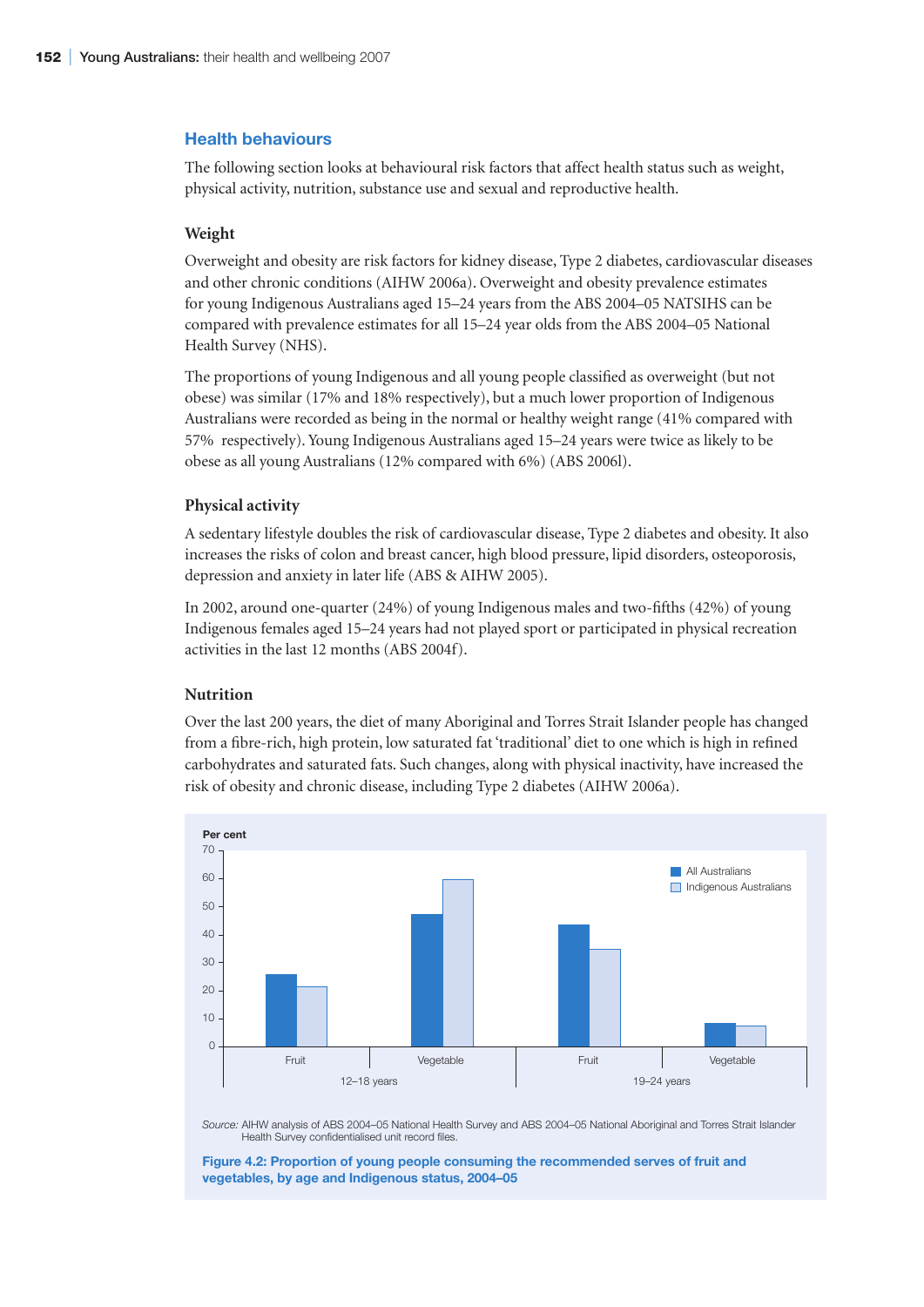## Health behaviours

The following section looks at behavioural risk factors that affect health status such as weight, physical activity, nutrition, substance use and sexual and reproductive health.

### Weight

Overweight and obesity are risk factors for kidney disease, Type 2 diabetes, cardiovascular diseases and other chronic conditions (AIHW 2006a). Overweight and obesity prevalence estimates for young Indigenous Australians aged 15–24 years from the ABS 2004–05 NATSIHS can be compared with prevalence estimates for all 15–24 year olds from the ABS 2004–05 National Health Survey (NHS).

The proportions of young Indigenous and all young people classified as overweight (but not obese) was similar (17% and 18% respectively), but a much lower proportion of Indigenous Australians were recorded as being in the normal or healthy weight range (41% compared with 57% respectively). Young Indigenous Australians aged 15–24 years were twice as likely to be obese as all young Australians (12% compared with 6%) (ABS 2006l).

### Physical activity

A sedentary lifestyle doubles the risk of cardiovascular disease, Type 2 diabetes and obesity. It also increases the risks of colon and breast cancer, high blood pressure, lipid disorders, osteoporosis, depression and anxiety in later life (ABS & AIHW 2005).

In 2002, around one-quarter (24%) of young Indigenous males and two-fifths (42%) of young Indigenous females aged 15–24 years had not played sport or participated in physical recreation activities in the last 12 months (ABS 2004f).

### Nutrition

Over the last 200 years, the diet of many Aboriginal and Torres Strait Islander people has changed from a fibre-rich, high protein, low saturated fat 'traditional' diet to one which is high in refined carbohydrates and saturated fats. Such changes, along with physical inactivity, have increased the risk of obesity and chronic disease, including Type 2 diabetes (AIHW 2006a).

*Source:* AIHW analysis of ABS 2004–05 National Health Survey and ABS 2004–05 National Aboriginal and Torres Strait Islander Health Survey confidentialised unit record files.

**Figure 4.2: Proportion of young people consuming the recommended serves of fruit and vegetables, by age and Indigenous status, 2004–05**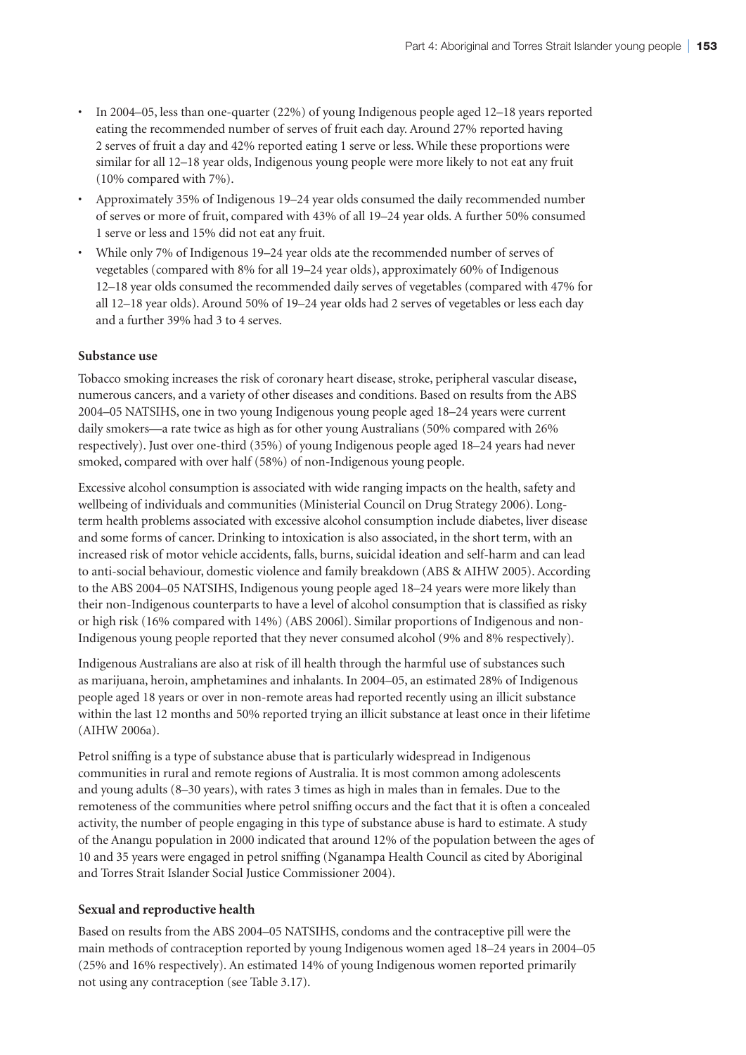- In 2004–05, less than one-quarter (22%) of young Indigenous people aged 12–18 years reported eating the recommended number of serves of fruit each day. Around 27% reported having 2 serves of fruit a day and 42% reported eating 1 serve or less. While these proportions were similar for all 12–18 year olds, Indigenous young people were more likely to not eat any fruit (10% compared with 7%).
- Approximately 35% of Indigenous 19–24 year olds consumed the daily recommended number of serves or more of fruit, compared with 43% of all 19–24 year olds. A further 50% consumed 1 serve or less and 15% did not eat any fruit.
- While only 7% of Indigenous 19–24 year olds ate the recommended number of serves of vegetables (compared with 8% for all 19–24 year olds), approximately 60% of Indigenous 12–18 year olds consumed the recommended daily serves of vegetables (compared with 47% for all 12–18 year olds). Around 50% of 19–24 year olds had 2 serves of vegetables or less each day and a further 39% had 3 to 4 serves.

### Substance use

Tobacco smoking increases the risk of coronary heart disease, stroke, peripheral vascular disease, numerous cancers, and a variety of other diseases and conditions. Based on results from the ABS 2004–05 NATSIHS, one in two young Indigenous young people aged 18–24 years were current daily smokers—a rate twice as high as for other young Australians (50% compared with 26% respectively). Just over one-third (35%) of young Indigenous people aged 18–24 years had never smoked, compared with over half (58%) of non-Indigenous young people.

Excessive alcohol consumption is associated with wide ranging impacts on the health, safety and wellbeing of individuals and communities (Ministerial Council on Drug Strategy 2006). Long-term health problems associated with excessive alcohol consumption include diabetes, liver disease and some forms of cancer. Drinking to intoxication is also associated, in the short term, with an increased risk of motor vehicle accidents, falls, burns, suicidal ideation and self-harm and can lead to anti-social behaviour, domestic violence and family breakdown (ABS & AIHW 2005). According to the ABS 2004–05 NATSIHS, Indigenous young people aged 18–24 years were more likely than their non-Indigenous counterparts to have a level of alcohol consumption that is classified as risky or high risk (16% compared with 14%) (ABS 2006l). Similar proportions of Indigenous and non-Indigenous young people reported that they never consumed alcohol (9% and 8% respectively).

Indigenous Australians are also at risk of ill health through the harmful use of substances such as marijuana, heroin, amphetamines and inhalants. In 2004–05, an estimated 28% of Indigenous people aged 18 years or over in non-remote areas had reported recently using an illicit substance within the last 12 months and 50% reported trying an illicit substance at least once in their lifetime (AIHW 2006a).

Petrol sniffing is a type of substance abuse that is particularly widespread in Indigenous communities in rural and remote regions of Australia. It is most common among adolescents and young adults (8–30 years), with rates 3 times as high in males than in females. Due to the remoteness of the communities where petrol sniffing occurs and the fact that it is often a concealed activity, the number of people engaging in this type of substance abuse is hard to estimate. A study of the Anangu population in 2000 indicated that around 12% of the population between the ages of 10 and 35 years were engaged in petrol sniffing (Nganampa Health Council as cited by Aboriginal and Torres Strait Islander Social Justice Commissioner 2004).

### Sexual and reproductive health

Based on results from the ABS 2004–05 NATSIHS, condoms and the contraceptive pill were the main methods of contraception reported by young Indigenous women aged 18–24 years in 2004–05 (25% and 16% respectively). An estimated 14% of young Indigenous women reported primarily not using any contraception (see Table 3.17).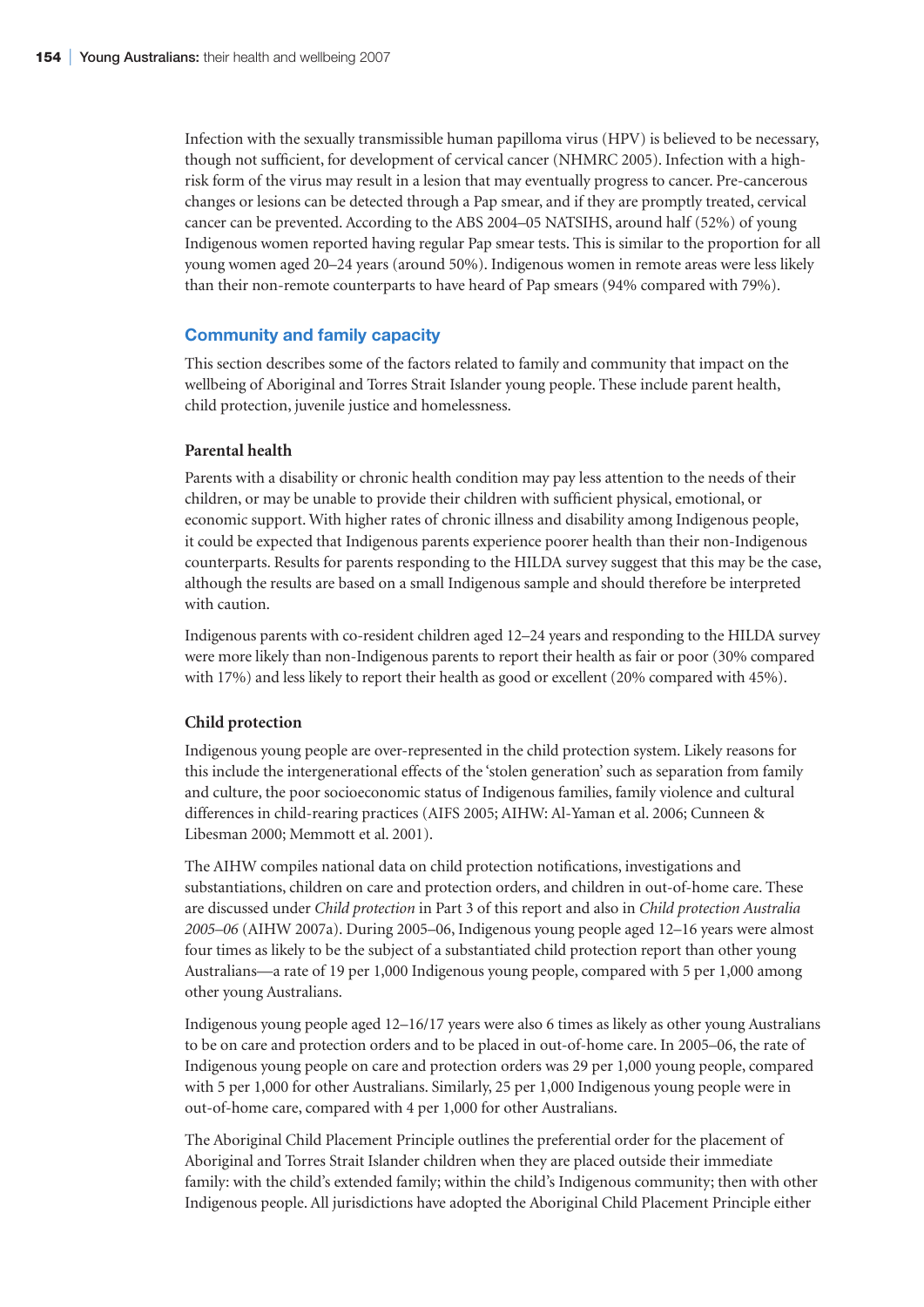Infection with the sexually transmissible human papilloma virus (HPV) is believed to be necessary, though not sufficient, for development of cervical cancer (NHMRC 2005). Infection with a high-risk form of the virus may result in a lesion that may eventually progress to cancer. Pre-cancerous changes or lesions can be detected through a Pap smear, and if they are promptly treated, cervical cancer can be prevented. According to the ABS 2004–05 NATSIHS, around half (52%) of young Indigenous women reported having regular Pap smear tests. This is similar to the proportion for all young women aged 20–24 years (around 50%). Indigenous women in remote areas were less likely than their non-remote counterparts to have heard of Pap smears (94% compared with 79%).

## Community and family capacity

This section describes some of the factors related to family and community that impact on the wellbeing of Aboriginal and Torres Strait Islander young people. These include parent health, child protection, juvenile justice and homelessness.

### Parental health

Parents with a disability or chronic health condition may pay less attention to the needs of their children, or may be unable to provide their children with sufficient physical, emotional, or economic support. With higher rates of chronic illness and disability among Indigenous people, it could be expected that Indigenous parents experience poorer health than their non-Indigenous counterparts. Results for parents responding to the HILDA survey suggest that this may be the case, although the results are based on a small Indigenous sample and should therefore be interpreted with caution.

Indigenous parents with co-resident children aged 12–24 years and responding to the HILDA survey were more likely than non-Indigenous parents to report their health as fair or poor (30% compared with 17%) and less likely to report their health as good or excellent (20% compared with 45%).

### Child protection

Indigenous young people are over-represented in the child protection system. Likely reasons for this include the intergenerational effects of the 'stolen generation' such as separation from family and culture, the poor socioeconomic status of Indigenous families, family violence and cultural differences in child-rearing practices (AIFS 2005; AIHW: Al-Yaman et al. 2006; Cunneen & Libesman 2000; Memmott et al. 2001).

The AIHW compiles national data on child protection notifications, investigations and substantiations, children on care and protection orders, and children in out-of-home care. These are discussed under *Child protection* in Part 3 of this report and also in *Child protection Australia 2005–06* (AIHW 2007a). During 2005–06, Indigenous young people aged 12–16 years were almost four times as likely to be the subject of a substantiated child protection report than other young Australians—a rate of 19 per 1,000 Indigenous young people, compared with 5 per 1,000 among other young Australians.

Indigenous young people aged 12–16/17 years were also 6 times as likely as other young Australians to be on care and protection orders and to be placed in out-of-home care. In 2005–06, the rate of Indigenous young people on care and protection orders was 29 per 1,000 young people, compared with 5 per 1,000 for other Australians. Similarly, 25 per 1,000 Indigenous young people were in out-of-home care, compared with 4 per 1,000 for other Australians.

The Aboriginal Child Placement Principle outlines the preferential order for the placement of Aboriginal and Torres Strait Islander children when they are placed outside their immediate family: with the child's extended family; within the child's Indigenous community; then with other Indigenous people. All jurisdictions have adopted the Aboriginal Child Placement Principle either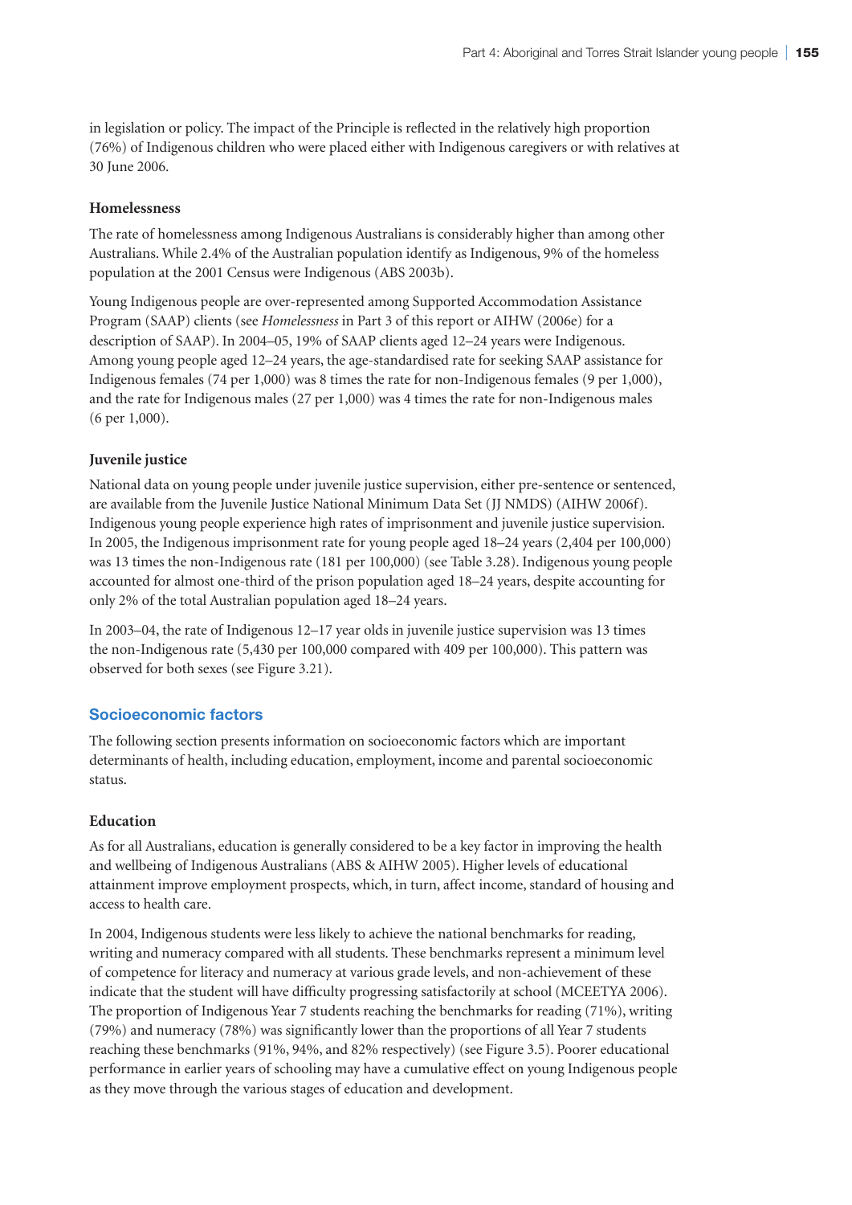in legislation or policy. The impact of the Principle is reflected in the relatively high proportion (76%) of Indigenous children who were placed either with Indigenous caregivers or with relatives at 30 June 2006.

### Homelessness

The rate of homelessness among Indigenous Australians is considerably higher than among other Australians. While 2.4% of the Australian population identify as Indigenous, 9% of the homeless population at the 2001 Census were Indigenous (ABS 2003b).

Young Indigenous people are over-represented among Supported Accommodation Assistance Program (SAAP) clients (see *Homelessness* in Part 3 of this report or AIHW (2006e) for a description of SAAP). In 2004–05, 19% of SAAP clients aged 12–24 years were Indigenous. Among young people aged 12–24 years, the age-standardised rate for seeking SAAP assistance for Indigenous females (74 per 1,000) was 8 times the rate for non-Indigenous females (9 per 1,000), and the rate for Indigenous males (27 per 1,000) was 4 times the rate for non-Indigenous males (6 per 1,000).

### Juvenile justice

National data on young people under juvenile justice supervision, either pre-sentence or sentenced, are available from the Juvenile Justice National Minimum Data Set (JJ NMDS) (AIHW 2006f). Indigenous young people experience high rates of imprisonment and juvenile justice supervision. In 2005, the Indigenous imprisonment rate for young people aged 18–24 years (2,404 per 100,000) was 13 times the non-Indigenous rate (181 per 100,000) (see Table 3.28). Indigenous young people accounted for almost one-third of the prison population aged 18–24 years, despite accounting for only 2% of the total Australian population aged 18–24 years.

In 2003–04, the rate of Indigenous 12–17 year olds in juvenile justice supervision was 13 times the non-Indigenous rate (5,430 per 100,000 compared with 409 per 100,000). This pattern was observed for both sexes (see Figure 3.21).

## Socioeconomic factors

The following section presents information on socioeconomic factors which are important determinants of health, including education, employment, income and parental socioeconomic status.

### Education

As for all Australians, education is generally considered to be a key factor in improving the health and wellbeing of Indigenous Australians (ABS & AIHW 2005). Higher levels of educational attainment improve employment prospects, which, in turn, affect income, standard of housing and access to health care.

In 2004, Indigenous students were less likely to achieve the national benchmarks for reading, writing and numeracy compared with all students. These benchmarks represent a minimum level of competence for literacy and numeracy at various grade levels, and non-achievement of these indicate that the student will have difficulty progressing satisfactorily at school (MCEETYA 2006). The proportion of Indigenous Year 7 students reaching the benchmarks for reading (71%), writing (79%) and numeracy (78%) was significantly lower than the proportions of all Year 7 students reaching these benchmarks (91%, 94%, and 82% respectively) (see Figure 3.5). Poorer educational performance in earlier years of schooling may have a cumulative effect on young Indigenous people as they move through the various stages of education and development.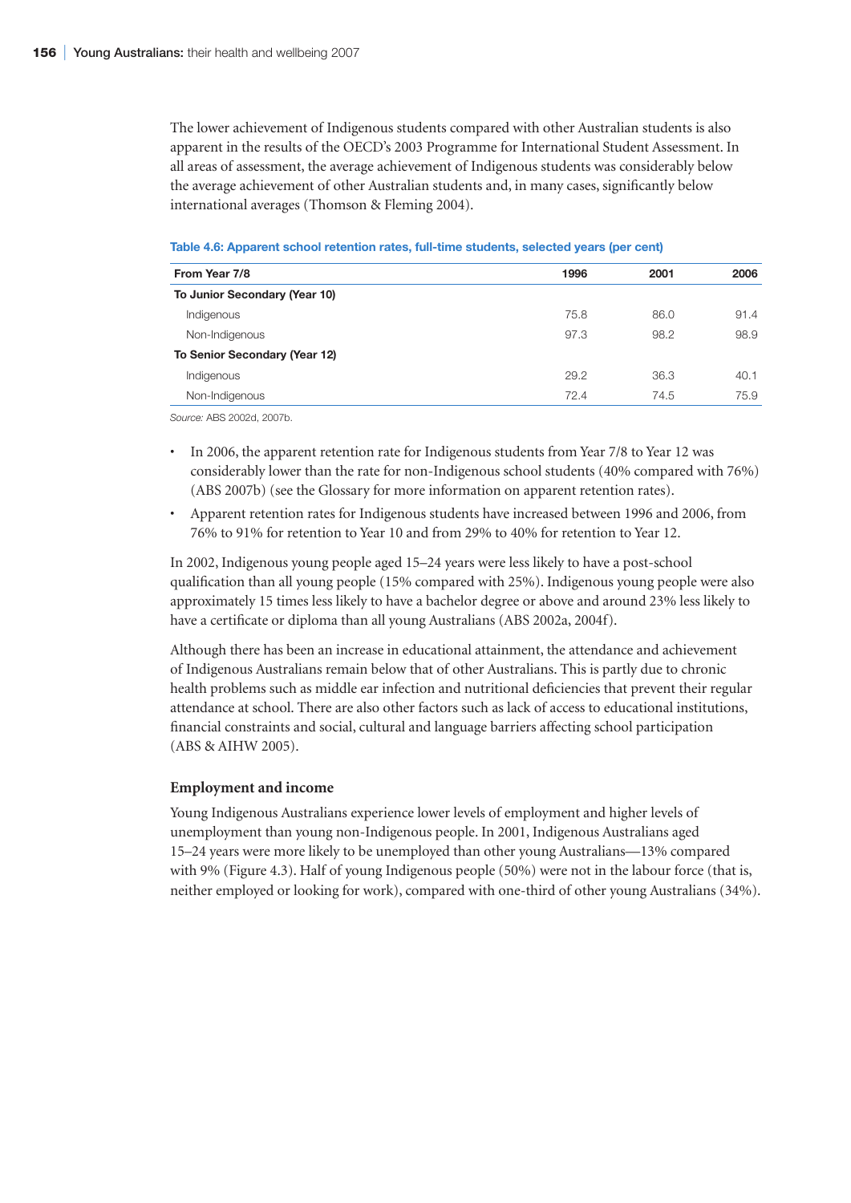The lower achievement of Indigenous students compared with other Australian students is also apparent in the results of the OECD's 2003 Programme for International Student Assessment. In all areas of assessment, the average achievement of Indigenous students was considerably below the average achievement of other Australian students and, in many cases, significantly below international averages (Thomson & Fleming 2004).

**Table 4.6: Apparent school retention rates, full-time students, selected years (per cent)**

| From Year 7/8 | 1996 | 2001 | 2006 |
|---|---|---|---|
| **To Junior Secondary (Year 10)** | | | |
| Indigenous | 75.8 | 86.0 | 91.4 |
| Non-Indigenous | 97.3 | 98.2 | 98.9 |
| **To Senior Secondary (Year 12)** | | | |
| Indigenous | 29.2 | 36.3 | 40.1 |
| Non-Indigenous | 72.4 | 74.5 | 75.9 |

*Source:* ABS 2002d, 2007b.

- In 2006, the apparent retention rate for Indigenous students from Year 7/8 to Year 12 was considerably lower than the rate for non-Indigenous school students (40% compared with 76%) (ABS 2007b) (see the Glossary for more information on apparent retention rates).
- Apparent retention rates for Indigenous students have increased between 1996 and 2006, from 76% to 91% for retention to Year 10 and from 29% to 40% for retention to Year 12.

In 2002, Indigenous young people aged 15–24 years were less likely to have a post-school qualification than all young people (15% compared with 25%). Indigenous young people were also approximately 15 times less likely to have a bachelor degree or above and around 23% less likely to have a certificate or diploma than all young Australians (ABS 2002a, 2004f).

Although there has been an increase in educational attainment, the attendance and achievement of Indigenous Australians remain below that of other Australians. This is partly due to chronic health problems such as middle ear infection and nutritional deficiencies that prevent their regular attendance at school. There are also other factors such as lack of access to educational institutions, financial constraints and social, cultural and language barriers affecting school participation (ABS & AIHW 2005).

### Employment and income

Young Indigenous Australians experience lower levels of employment and higher levels of unemployment than young non-Indigenous people. In 2001, Indigenous Australians aged 15–24 years were more likely to be unemployed than other young Australians—13% compared with 9% (Figure 4.3). Half of young Indigenous people (50%) were not in the labour force (that is, neither employed or looking for work), compared with one-third of other young Australians (34%).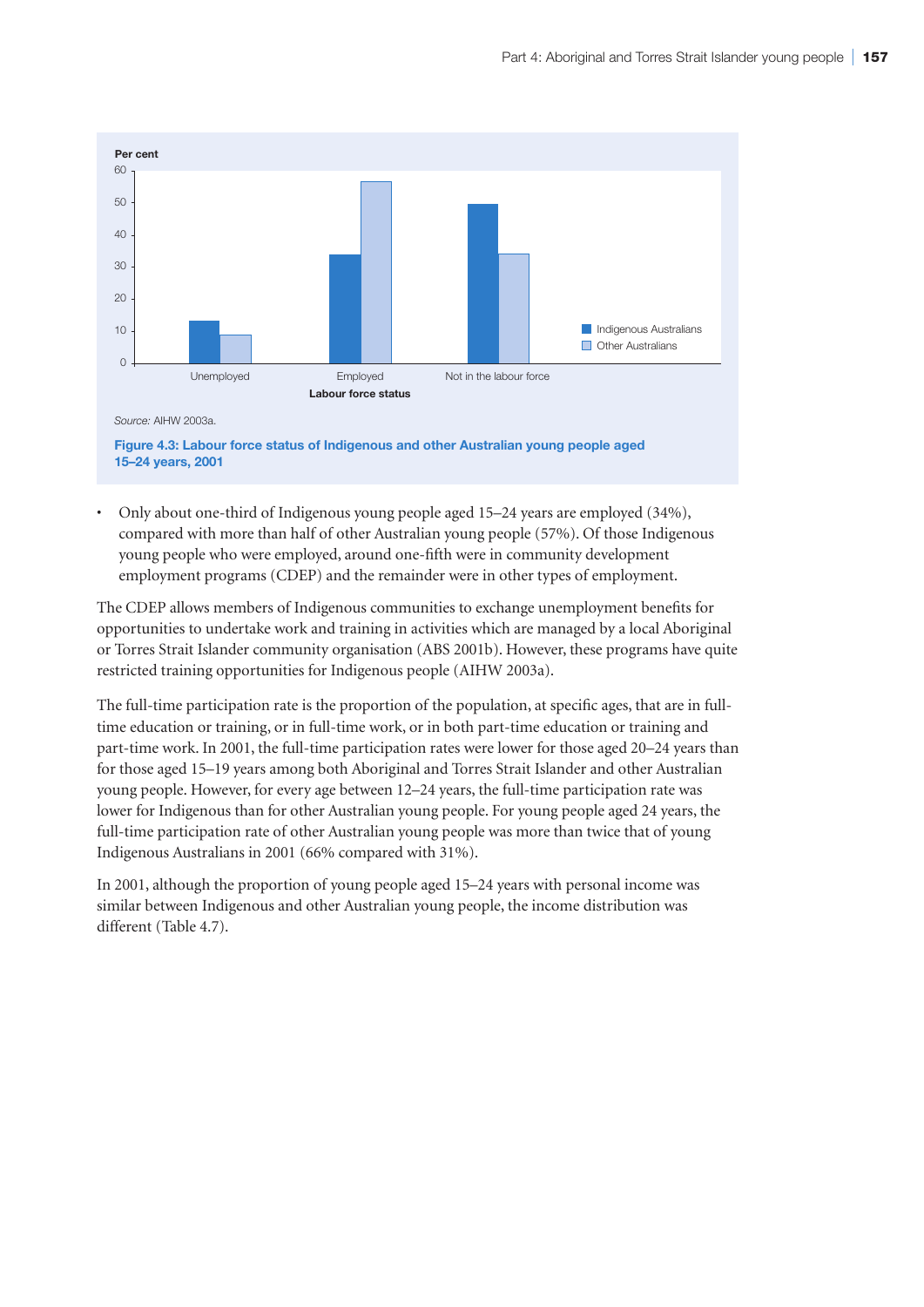Source: AIHW 2003a.

**Figure 4.3: Labour force status of Indigenous and other Australian young people aged 15–24 years, 2001**

- Only about one-third of Indigenous young people aged 15–24 years are employed (34%), compared with more than half of other Australian young people (57%). Of those Indigenous young people who were employed, around one-fifth were in community development employment programs (CDEP) and the remainder were in other types of employment.

The CDEP allows members of Indigenous communities to exchange unemployment benefits for opportunities to undertake work and training in activities which are managed by a local Aboriginal or Torres Strait Islander community organisation (ABS 2001b). However, these programs have quite restricted training opportunities for Indigenous people (AIHW 2003a).

The full-time participation rate is the proportion of the population, at specific ages, that are in full-time education or training, or in full-time work, or in both part-time education or training and part-time work. In 2001, the full-time participation rates were lower for those aged 20–24 years than for those aged 15–19 years among both Aboriginal and Torres Strait Islander and other Australian young people. However, for every age between 12–24 years, the full-time participation rate was lower for Indigenous than for other Australian young people. For young people aged 24 years, the full-time participation rate of other Australian young people was more than twice that of young Indigenous Australians in 2001 (66% compared with 31%).

In 2001, although the proportion of young people aged 15–24 years with personal income was similar between Indigenous and other Australian young people, the income distribution was different (Table 4.7).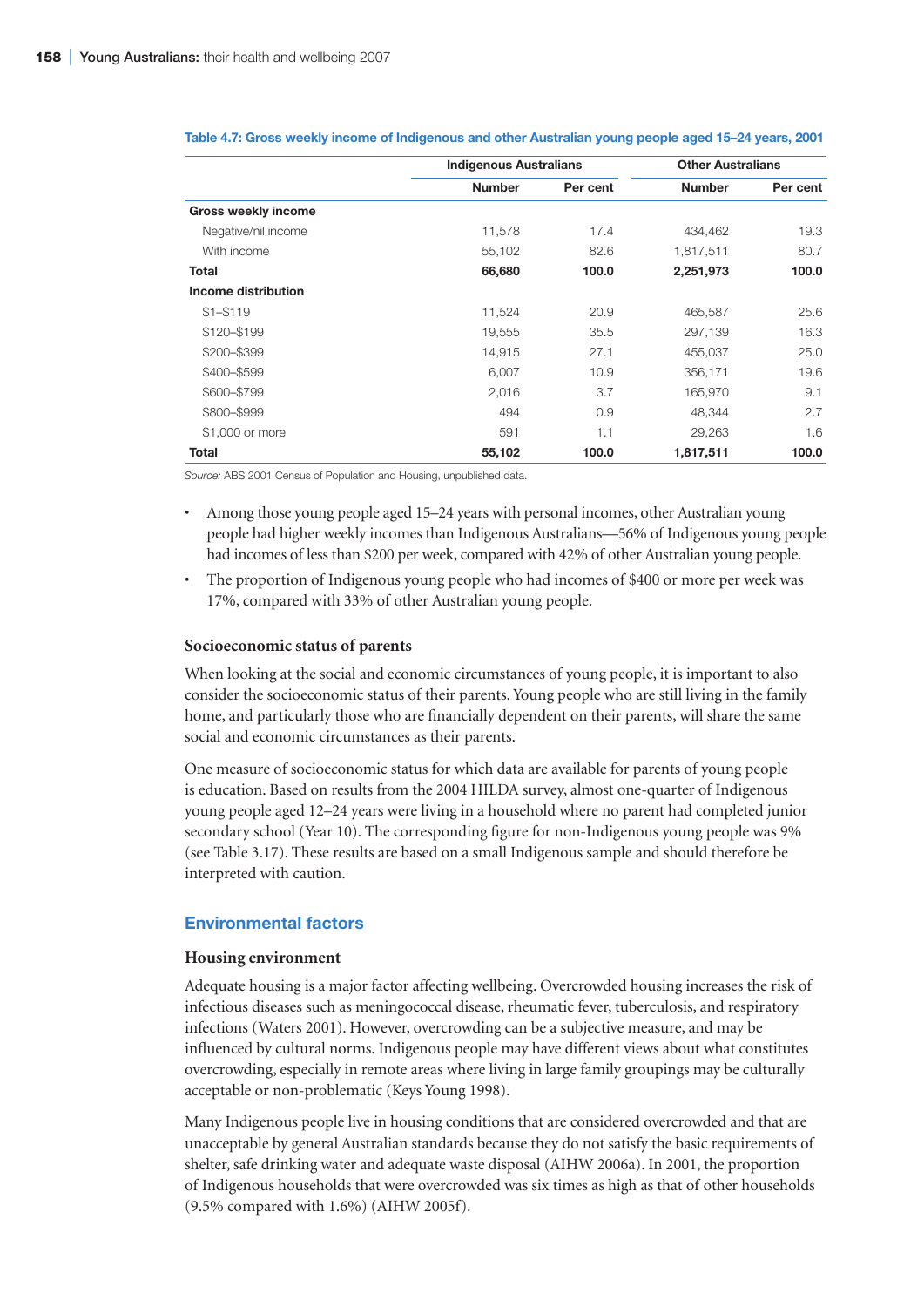**Table 4.7: Gross weekly income of Indigenous and other Australian young people aged 15–24 years, 2001**

| | Indigenous Australians | | Other Australians | |
|---|---|---|---|---|
| | Number | Per cent | Number | Per cent |
| **Gross weekly income** | | | | |
| Negative/nil income | 11,578 | 17.4 | 434,462 | 19.3 |
| With income | 55,102 | 82.6 | 1,817,511 | 80.7 |
| **Total** | **66,680** | **100.0** | **2,251,973** | **100.0** |
| **Income distribution** | | | | |
| $1–$119 | 11,524 | 20.9 | 465,587 | 25.6 |
| $120–$199 | 19,555 | 35.5 | 297,139 | 16.3 |
| $200–$399 | 14,915 | 27.1 | 455,037 | 25.0 |
| $400–$599 | 6,007 | 10.9 | 356,171 | 19.6 |
| $600–$799 | 2,016 | 3.7 | 165,970 | 9.1 |
| $800–$999 | 494 | 0.9 | 48,344 | 2.7 |
| $1,000 or more | 591 | 1.1 | 29,263 | 1.6 |
| **Total** | **55,102** | **100.0** | **1,817,511** | **100.0** |

*Source:* ABS 2001 Census of Population and Housing, unpublished data.

- Among those young people aged 15–24 years with personal incomes, other Australian young people had higher weekly incomes than Indigenous Australians—56% of Indigenous young people had incomes of less than $200 per week, compared with 42% of other Australian young people.
- The proportion of Indigenous young people who had incomes of $400 or more per week was 17%, compared with 33% of other Australian young people.

### Socioeconomic status of parents

When looking at the social and economic circumstances of young people, it is important to also consider the socioeconomic status of their parents. Young people who are still living in the family home, and particularly those who are financially dependent on their parents, will share the same social and economic circumstances as their parents.

One measure of socioeconomic status for which data are available for parents of young people is education. Based on results from the 2004 HILDA survey, almost one-quarter of Indigenous young people aged 12–24 years were living in a household where no parent had completed junior secondary school (Year 10). The corresponding figure for non-Indigenous young people was 9% (see Table 3.17). These results are based on a small Indigenous sample and should therefore be interpreted with caution.

## Environmental factors

### Housing environment

Adequate housing is a major factor affecting wellbeing. Overcrowded housing increases the risk of infectious diseases such as meningococcal disease, rheumatic fever, tuberculosis, and respiratory infections (Waters 2001). However, overcrowding can be a subjective measure, and may be influenced by cultural norms. Indigenous people may have different views about what constitutes overcrowding, especially in remote areas where living in large family groupings may be culturally acceptable or non-problematic (Keys Young 1998).

Many Indigenous people live in housing conditions that are considered overcrowded and that are unacceptable by general Australian standards because they do not satisfy the basic requirements of shelter, safe drinking water and adequate waste disposal (AIHW 2006a). In 2001, the proportion of Indigenous households that were overcrowded was six times as high as that of other households (9.5% compared with 1.6%) (AIHW 2005f).